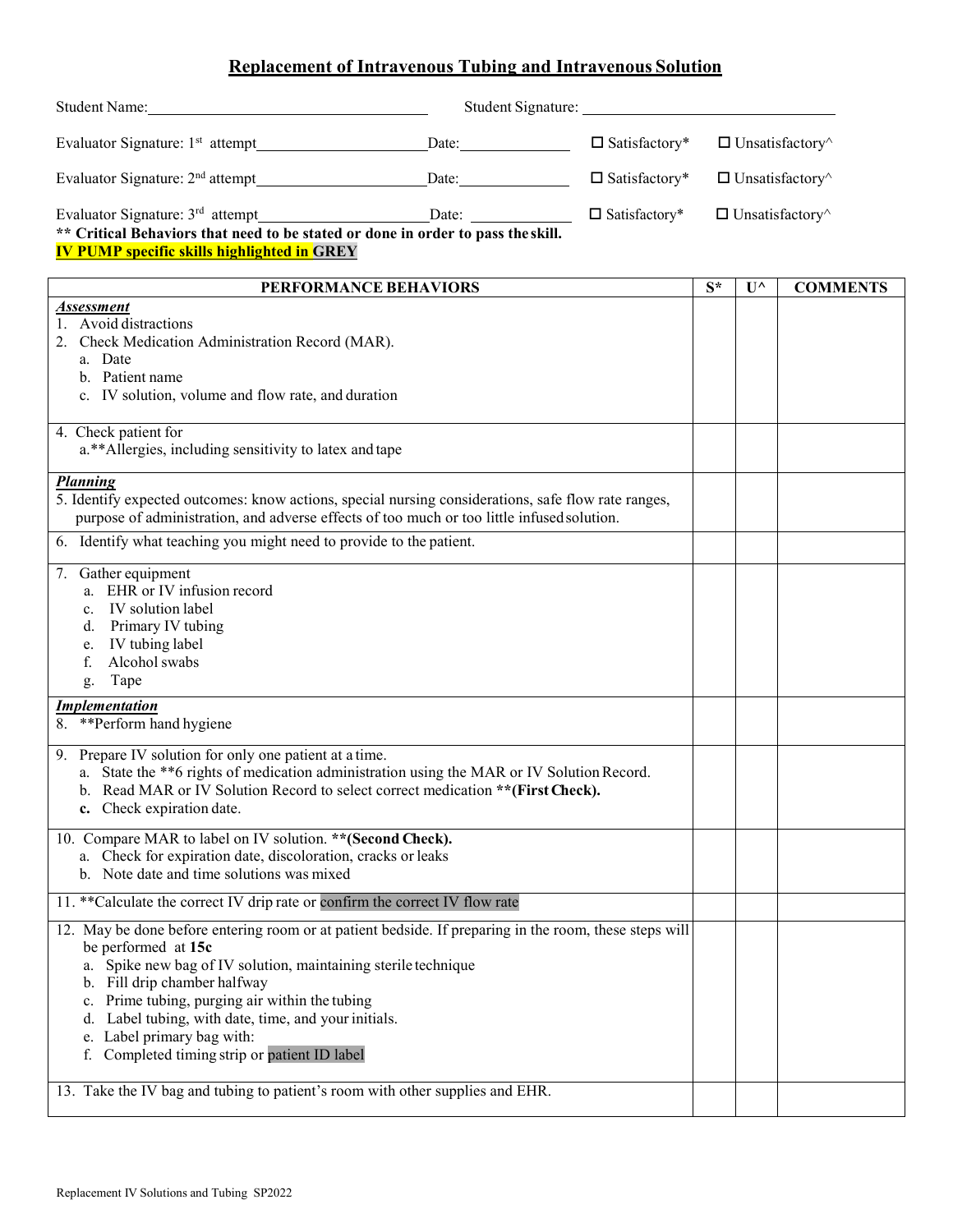# Replacement of Intravenous Tubing and Intravenous Solution

Student Name: ______________________ Student Signature: ______________________

Evaluator Signature: 1st attempt ______________________ Date: ______________ ☐ Satisfactory* ☐ Unsatisfactory^

Evaluator Signature: 2nd attempt ______________________ Date: ______________ ☐ Satisfactory* ☐ Unsatisfactory^

Evaluator Signature: 3rd attempt ______________________ Date: ______________ ☐ Satisfactory* ☐ Unsatisfactory^

**** Critical Behaviors that need to be stated or done in order to pass the skill.**

**IV PUMP specific skills highlighted in GREY**

| PERFORMANCE BEHAVIORS | S* | U^ | COMMENTS |
|---|---|---|---|
| ***Assessment***<br>1. Avoid distractions<br>2. Check Medication Administration Record (MAR).<br>a. Date<br>b. Patient name<br>c. IV solution, volume and flow rate, and duration | | | |
| 4. Check patient for<br>a.**Allergies, including sensitivity to latex and tape | | | |
| ***Planning***<br>5. Identify expected outcomes: know actions, special nursing considerations, safe flow rate ranges, purpose of administration, and adverse effects of too much or too little infused solution. | | | |
| 6. Identify what teaching you might need to provide to the patient. | | | |
| 7. Gather equipment<br>a. EHR or IV infusion record<br>c. IV solution label<br>d. Primary IV tubing<br>e. IV tubing label<br>f. Alcohol swabs<br>g. Tape | | | |
| ***Implementation***<br>8. **Perform hand hygiene | | | |
| 9. Prepare IV solution for only one patient at a time.<br>a. State the **6 rights of medication administration using the MAR or IV Solution Record.<br>b. Read MAR or IV Solution Record to select correct medication **(First Check).**<br>**c.** Check expiration date. | | | |
| 10. Compare MAR to label on IV solution. **(Second Check).**<br>a. Check for expiration date, discoloration, cracks or leaks<br>b. Note date and time solutions was mixed | | | |
| 11. **Calculate the correct IV drip rate or confirm the correct IV flow rate | | | |
| 12. May be done before entering room or at patient bedside. If preparing in the room, these steps will be performed at **15c**<br>a. Spike new bag of IV solution, maintaining sterile technique<br>b. Fill drip chamber halfway<br>c. Prime tubing, purging air within the tubing<br>d. Label tubing, with date, time, and your initials.<br>e. Label primary bag with:<br>f. Completed timing strip or patient ID label | | | |
| 13. Take the IV bag and tubing to patient's room with other supplies and EHR. | | | |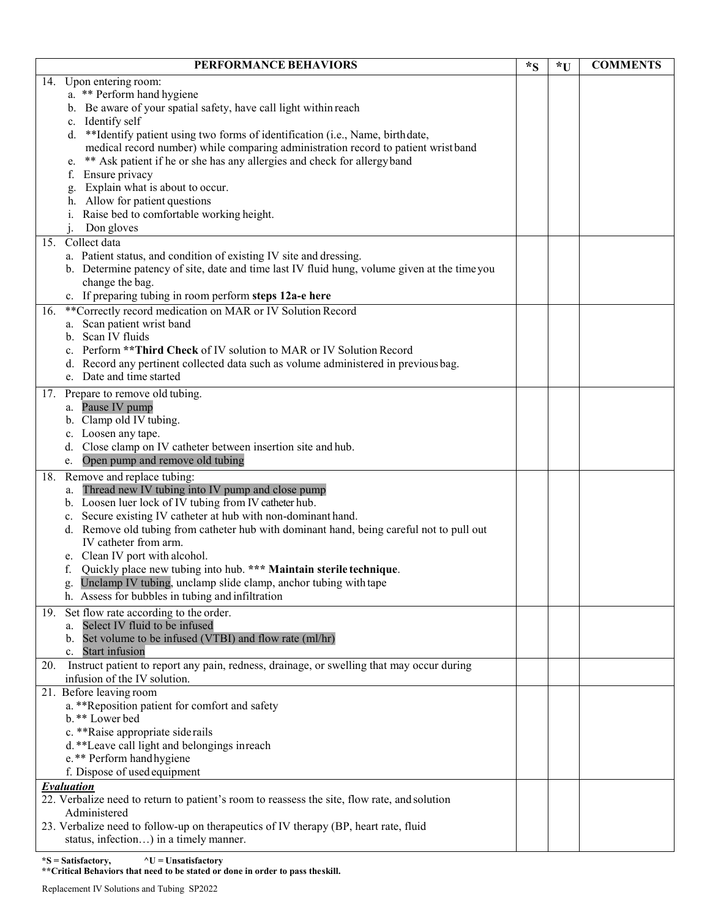| PERFORMANCE BEHAVIORS | *S | *U | COMMENTS |
|---|---|---|---|
| 14. Upon entering room:<br>a. ** Perform hand hygiene<br>b. Be aware of your spatial safety, have call light within reach<br>c. Identify self<br>d. **Identify patient using two forms of identification (i.e., Name, birthdate, medical record number) while comparing administration record to patient wrist band<br>e. ** Ask patient if he or she has any allergies and check for allergy band<br>f. Ensure privacy<br>g. Explain what is about to occur.<br>h. Allow for patient questions<br>i. Raise bed to comfortable working height.<br>j. Don gloves | | | |
| 15. Collect data<br>a. Patient status, and condition of existing IV site and dressing.<br>b. Determine patency of site, date and time last IV fluid hung, volume given at the time you change the bag.<br>c. If preparing tubing in room perform **steps 12a-e here** | | | |
| 16. **Correctly record medication on MAR or IV Solution Record<br>a. Scan patient wrist band<br>b. Scan IV fluids<br>c. Perform ****Third Check** of IV solution to MAR or IV Solution Record<br>d. Record any pertinent collected data such as volume administered in previous bag.<br>e. Date and time started | | | |
| 17. Prepare to remove old tubing.<br>a. Pause IV pump<br>b. Clamp old IV tubing.<br>c. Loosen any tape.<br>d. Close clamp on IV catheter between insertion site and hub.<br>e. Open pump and remove old tubing | | | |
| 18. Remove and replace tubing:<br>a. Thread new IV tubing into IV pump and close pump<br>b. Loosen luer lock of IV tubing from IV catheter hub.<br>c. Secure existing IV catheter at hub with non-dominant hand.<br>d. Remove old tubing from catheter hub with dominant hand, being careful not to pull out IV catheter from arm.<br>e. Clean IV port with alcohol.<br>f. Quickly place new tubing into hub. *** **Maintain sterile technique**.<br>g. Unclamp IV tubing, unclamp slide clamp, anchor tubing with tape<br>h. Assess for bubbles in tubing and infiltration | | | |
| 19. Set flow rate according to the order.<br>a. Select IV fluid to be infused<br>b. Set volume to be infused (VTBI) and flow rate (ml/hr)<br>c. Start infusion | | | |
| 20. Instruct patient to report any pain, redness, drainage, or swelling that may occur during infusion of the IV solution. | | | |
| 21. Before leaving room<br>a. **Reposition patient for comfort and safety<br>b. ** Lower bed<br>c. **Raise appropriate side rails<br>d. **Leave call light and belongings in reach<br>e. ** Perform hand hygiene<br>f. Dispose of used equipment | | | |
| ***Evaluation***<br>22. Verbalize need to return to patient's room to reassess the site, flow rate, and solution Administered<br>23. Verbalize need to follow-up on therapeutics of IV therapy (BP, heart rate, fluid status, infection…) in a timely manner. | | | |

***S = Satisfactory, ^U = Unsatisfactory**
****Critical Behaviors that need to be stated or done in order to pass the skill.**

Replacement IV Solutions and Tubing SP2022